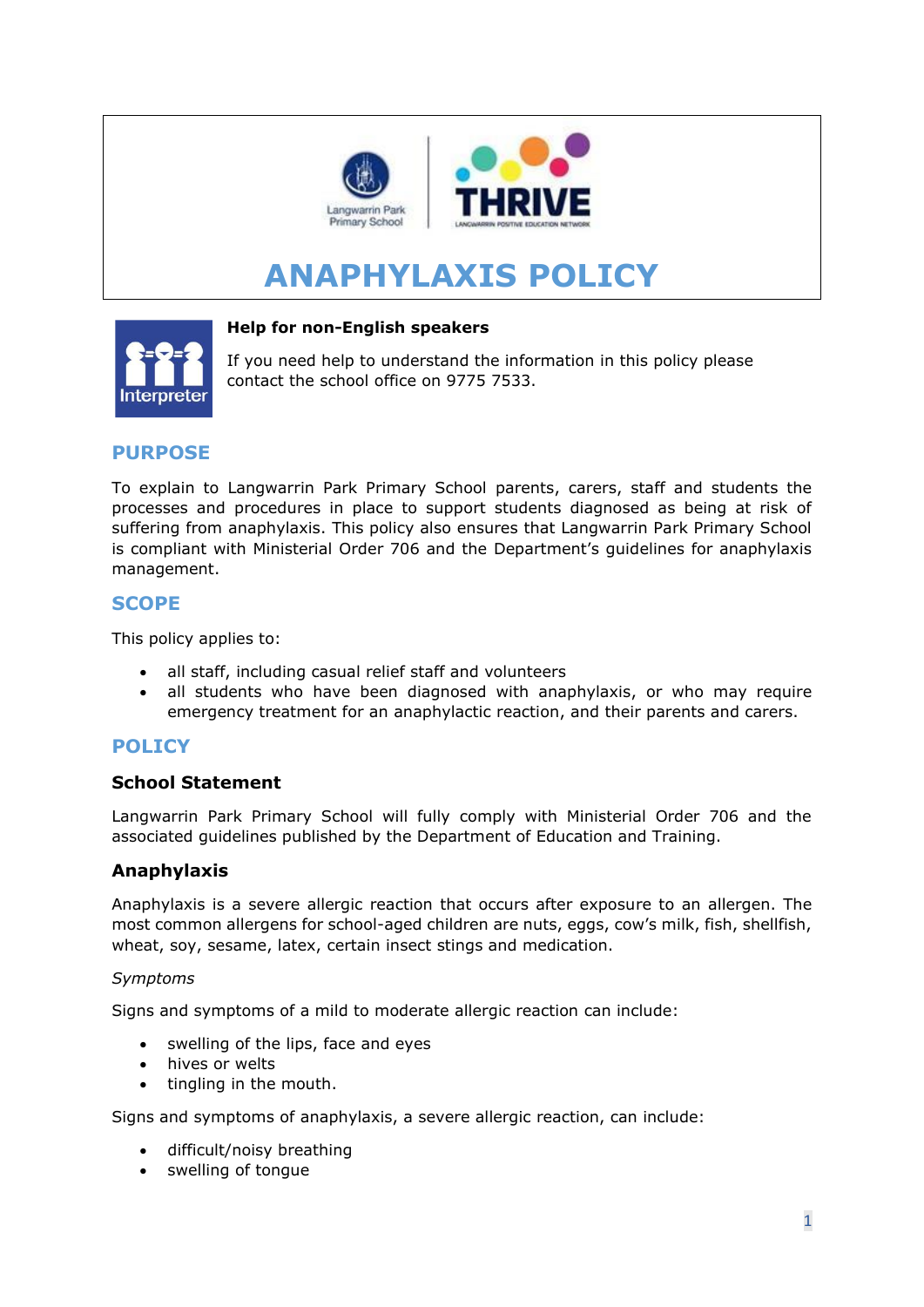# ANAPHYLAXIS POLICY

**Help for non-English speakers**

If you need help to understand the information in this policy please contact the school office on 9775 7533.

## PURPOSE

To explain to Langwarrin Park Primary School parents, carers, staff and students the processes and procedures in place to support students diagnosed as being at risk of suffering from anaphylaxis. This policy also ensures that Langwarrin Park Primary School is compliant with Ministerial Order 706 and the Department's guidelines for anaphylaxis management.

## SCOPE

This policy applies to:

- all staff, including casual relief staff and volunteers
- all students who have been diagnosed with anaphylaxis, or who may require emergency treatment for an anaphylactic reaction, and their parents and carers.

## POLICY

### School Statement

Langwarrin Park Primary School will fully comply with Ministerial Order 706 and the associated guidelines published by the Department of Education and Training.

### Anaphylaxis

Anaphylaxis is a severe allergic reaction that occurs after exposure to an allergen. The most common allergens for school-aged children are nuts, eggs, cow's milk, fish, shellfish, wheat, soy, sesame, latex, certain insect stings and medication.

*Symptoms*

Signs and symptoms of a mild to moderate allergic reaction can include:

- swelling of the lips, face and eyes
- hives or welts
- tingling in the mouth.

Signs and symptoms of anaphylaxis, a severe allergic reaction, can include:

- difficult/noisy breathing
- swelling of tongue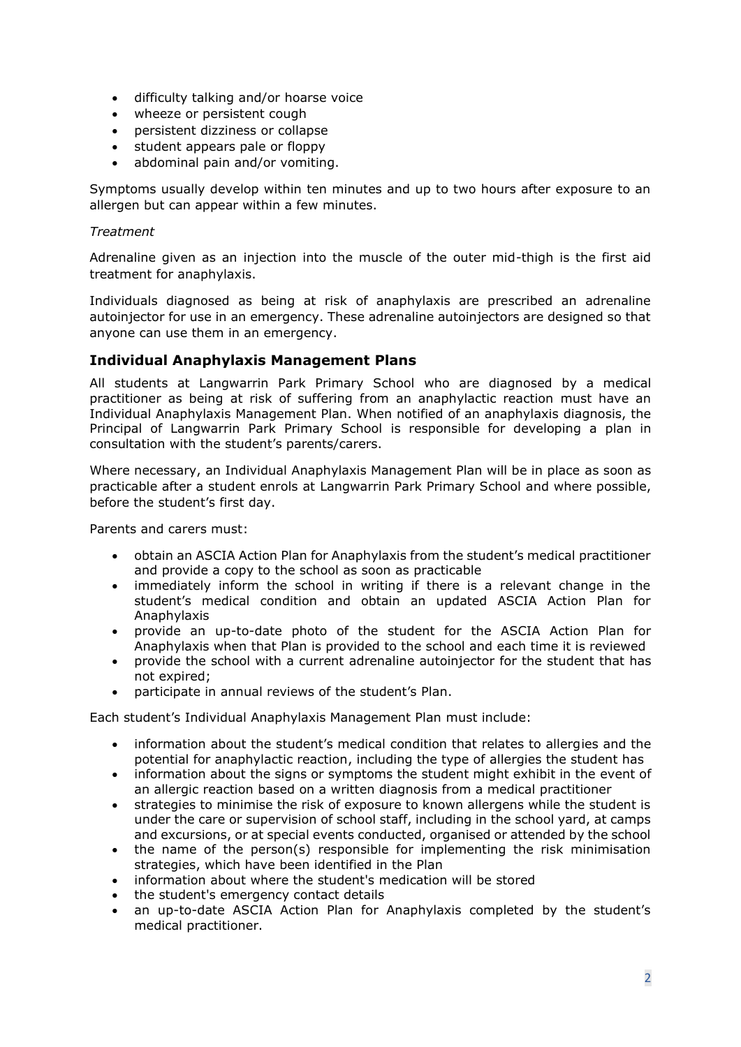- difficulty talking and/or hoarse voice
- wheeze or persistent cough
- persistent dizziness or collapse
- student appears pale or floppy
- abdominal pain and/or vomiting.

Symptoms usually develop within ten minutes and up to two hours after exposure to an allergen but can appear within a few minutes.

*Treatment*

Adrenaline given as an injection into the muscle of the outer mid-thigh is the first aid treatment for anaphylaxis.

Individuals diagnosed as being at risk of anaphylaxis are prescribed an adrenaline autoinjector for use in an emergency. These adrenaline autoinjectors are designed so that anyone can use them in an emergency.

## Individual Anaphylaxis Management Plans

All students at Langwarrin Park Primary School who are diagnosed by a medical practitioner as being at risk of suffering from an anaphylactic reaction must have an Individual Anaphylaxis Management Plan. When notified of an anaphylaxis diagnosis, the Principal of Langwarrin Park Primary School is responsible for developing a plan in consultation with the student's parents/carers.

Where necessary, an Individual Anaphylaxis Management Plan will be in place as soon as practicable after a student enrols at Langwarrin Park Primary School and where possible, before the student's first day.

Parents and carers must:

- obtain an ASCIA Action Plan for Anaphylaxis from the student's medical practitioner and provide a copy to the school as soon as practicable
- immediately inform the school in writing if there is a relevant change in the student's medical condition and obtain an updated ASCIA Action Plan for Anaphylaxis
- provide an up-to-date photo of the student for the ASCIA Action Plan for Anaphylaxis when that Plan is provided to the school and each time it is reviewed
- provide the school with a current adrenaline autoinjector for the student that has not expired;
- participate in annual reviews of the student's Plan.

Each student's Individual Anaphylaxis Management Plan must include:

- information about the student's medical condition that relates to allergies and the potential for anaphylactic reaction, including the type of allergies the student has
- information about the signs or symptoms the student might exhibit in the event of an allergic reaction based on a written diagnosis from a medical practitioner
- strategies to minimise the risk of exposure to known allergens while the student is under the care or supervision of school staff, including in the school yard, at camps and excursions, or at special events conducted, organised or attended by the school
- the name of the person(s) responsible for implementing the risk minimisation strategies, which have been identified in the Plan
- information about where the student's medication will be stored
- the student's emergency contact details
- an up-to-date ASCIA Action Plan for Anaphylaxis completed by the student's medical practitioner.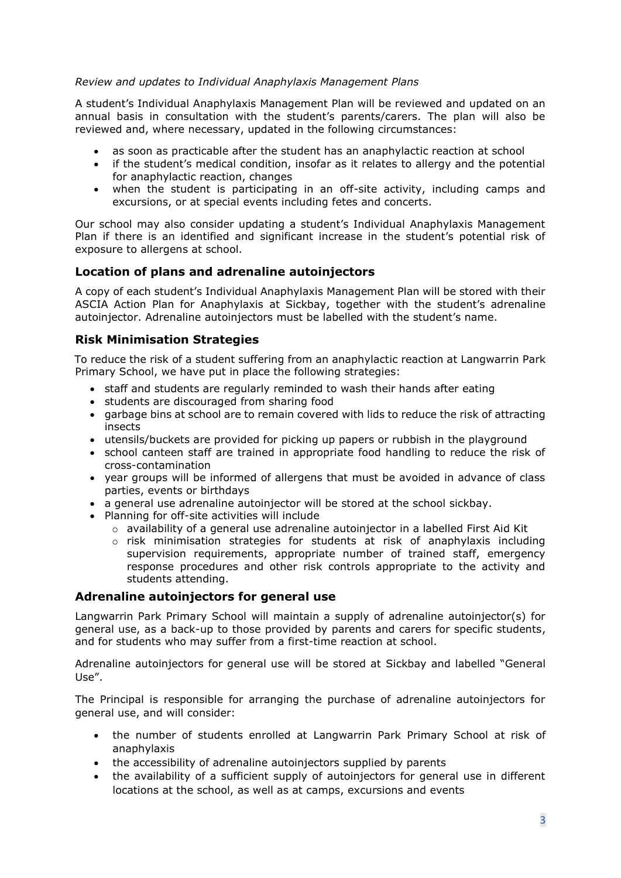*Review and updates to Individual Anaphylaxis Management Plans*

A student's Individual Anaphylaxis Management Plan will be reviewed and updated on an annual basis in consultation with the student's parents/carers. The plan will also be reviewed and, where necessary, updated in the following circumstances:

- as soon as practicable after the student has an anaphylactic reaction at school
- if the student's medical condition, insofar as it relates to allergy and the potential for anaphylactic reaction, changes
- when the student is participating in an off-site activity, including camps and excursions, or at special events including fetes and concerts.

Our school may also consider updating a student's Individual Anaphylaxis Management Plan if there is an identified and significant increase in the student's potential risk of exposure to allergens at school.

## Location of plans and adrenaline autoinjectors

A copy of each student's Individual Anaphylaxis Management Plan will be stored with their ASCIA Action Plan for Anaphylaxis at Sickbay, together with the student's adrenaline autoinjector. Adrenaline autoinjectors must be labelled with the student's name.

## Risk Minimisation Strategies

To reduce the risk of a student suffering from an anaphylactic reaction at Langwarrin Park Primary School, we have put in place the following strategies:

- staff and students are regularly reminded to wash their hands after eating
- students are discouraged from sharing food
- garbage bins at school are to remain covered with lids to reduce the risk of attracting insects
- utensils/buckets are provided for picking up papers or rubbish in the playground
- school canteen staff are trained in appropriate food handling to reduce the risk of cross-contamination
- year groups will be informed of allergens that must be avoided in advance of class parties, events or birthdays
- a general use adrenaline autoinjector will be stored at the school sickbay.
- Planning for off-site activities will include
  - availability of a general use adrenaline autoinjector in a labelled First Aid Kit
  - risk minimisation strategies for students at risk of anaphylaxis including supervision requirements, appropriate number of trained staff, emergency response procedures and other risk controls appropriate to the activity and students attending.

## Adrenaline autoinjectors for general use

Langwarrin Park Primary School will maintain a supply of adrenaline autoinjector(s) for general use, as a back-up to those provided by parents and carers for specific students, and for students who may suffer from a first-time reaction at school.

Adrenaline autoinjectors for general use will be stored at Sickbay and labelled "General Use".

The Principal is responsible for arranging the purchase of adrenaline autoinjectors for general use, and will consider:

- the number of students enrolled at Langwarrin Park Primary School at risk of anaphylaxis
- the accessibility of adrenaline autoinjectors supplied by parents
- the availability of a sufficient supply of autoinjectors for general use in different locations at the school, as well as at camps, excursions and events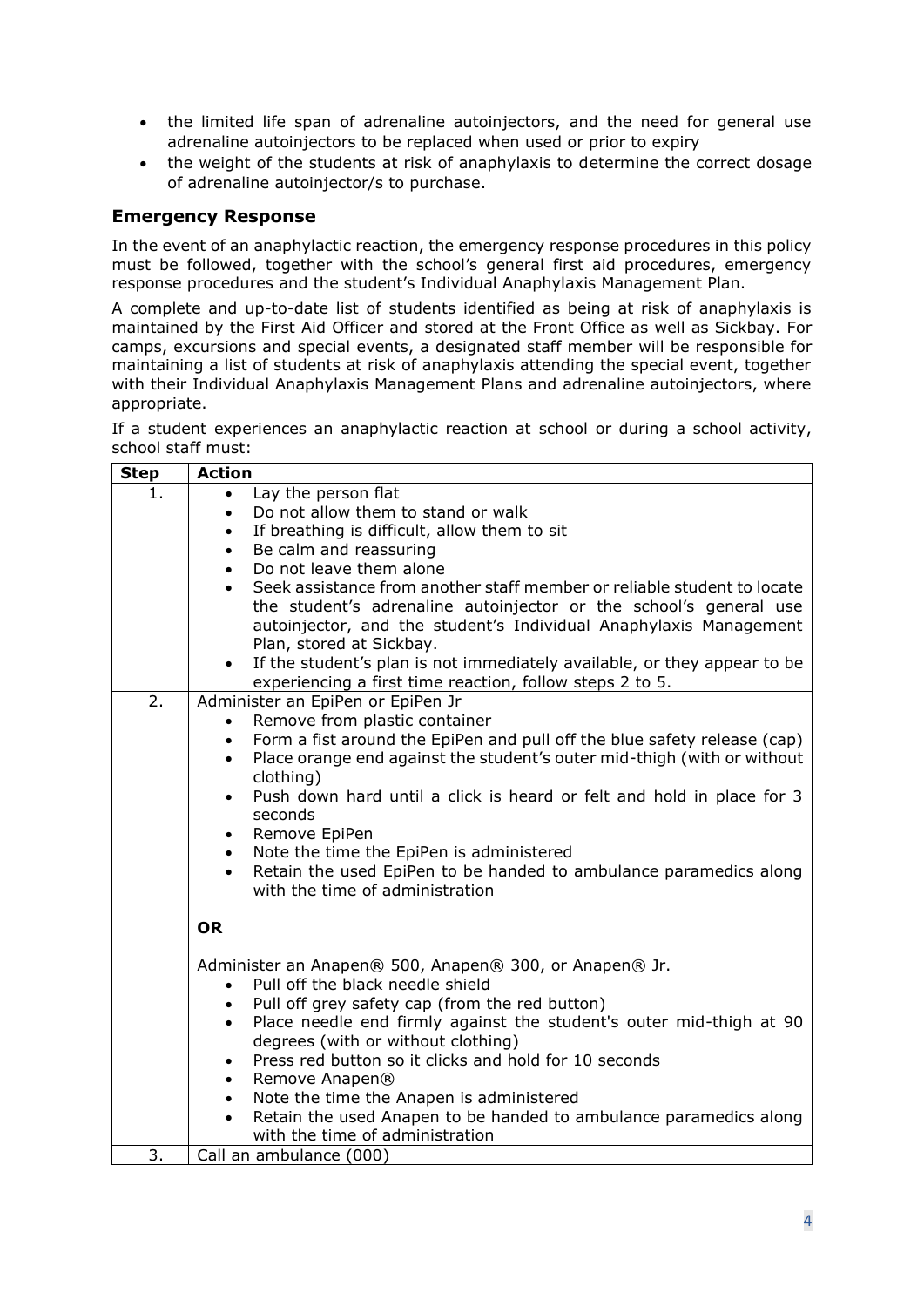- the limited life span of adrenaline autoinjectors, and the need for general use adrenaline autoinjectors to be replaced when used or prior to expiry
- the weight of the students at risk of anaphylaxis to determine the correct dosage of adrenaline autoinjector/s to purchase.

## Emergency Response

In the event of an anaphylactic reaction, the emergency response procedures in this policy must be followed, together with the school's general first aid procedures, emergency response procedures and the student's Individual Anaphylaxis Management Plan.

A complete and up-to-date list of students identified as being at risk of anaphylaxis is maintained by the First Aid Officer and stored at the Front Office as well as Sickbay. For camps, excursions and special events, a designated staff member will be responsible for maintaining a list of students at risk of anaphylaxis attending the special event, together with their Individual Anaphylaxis Management Plans and adrenaline autoinjectors, where appropriate.

If a student experiences an anaphylactic reaction at school or during a school activity, school staff must:

| Step | Action |
|---|---|
| 1. | • Lay the person flat<br>• Do not allow them to stand or walk<br>• If breathing is difficult, allow them to sit<br>• Be calm and reassuring<br>• Do not leave them alone<br>• Seek assistance from another staff member or reliable student to locate the student's adrenaline autoinjector or the school's general use autoinjector, and the student's Individual Anaphylaxis Management Plan, stored at Sickbay.<br>• If the student's plan is not immediately available, or they appear to be experiencing a first time reaction, follow steps 2 to 5. |
| 2. | Administer an EpiPen or EpiPen Jr<br>• Remove from plastic container<br>• Form a fist around the EpiPen and pull off the blue safety release (cap)<br>• Place orange end against the student's outer mid-thigh (with or without clothing)<br>• Push down hard until a click is heard or felt and hold in place for 3 seconds<br>• Remove EpiPen<br>• Note the time the EpiPen is administered<br>• Retain the used EpiPen to be handed to ambulance paramedics along with the time of administration<br><br>**OR**<br><br>Administer an Anapen® 500, Anapen® 300, or Anapen® Jr.<br>• Pull off the black needle shield<br>• Pull off grey safety cap (from the red button)<br>• Place needle end firmly against the student's outer mid-thigh at 90 degrees (with or without clothing)<br>• Press red button so it clicks and hold for 10 seconds<br>• Remove Anapen®<br>• Note the time the Anapen is administered<br>• Retain the used Anapen to be handed to ambulance paramedics along with the time of administration |
| 3. | Call an ambulance (000) |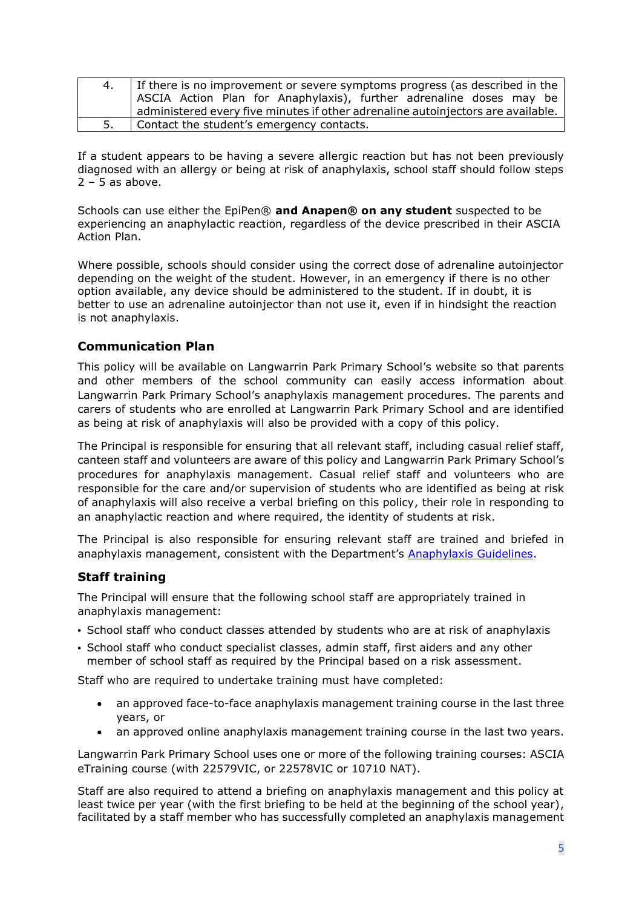| | |
|---|---|
| 4. | If there is no improvement or severe symptoms progress (as described in the ASCIA Action Plan for Anaphylaxis), further adrenaline doses may be administered every five minutes if other adrenaline autoinjectors are available. |
| 5. | Contact the student's emergency contacts. |

If a student appears to be having a severe allergic reaction but has not been previously diagnosed with an allergy or being at risk of anaphylaxis, school staff should follow steps 2 – 5 as above.

Schools can use either the EpiPen® **and Anapen® on any student** suspected to be experiencing an anaphylactic reaction, regardless of the device prescribed in their ASCIA Action Plan.

Where possible, schools should consider using the correct dose of adrenaline autoinjector depending on the weight of the student. However, in an emergency if there is no other option available, any device should be administered to the student. If in doubt, it is better to use an adrenaline autoinjector than not use it, even if in hindsight the reaction is not anaphylaxis.

## Communication Plan

This policy will be available on Langwarrin Park Primary School's website so that parents and other members of the school community can easily access information about Langwarrin Park Primary School's anaphylaxis management procedures. The parents and carers of students who are enrolled at Langwarrin Park Primary School and are identified as being at risk of anaphylaxis will also be provided with a copy of this policy.

The Principal is responsible for ensuring that all relevant staff, including casual relief staff, canteen staff and volunteers are aware of this policy and Langwarrin Park Primary School's procedures for anaphylaxis management. Casual relief staff and volunteers who are responsible for the care and/or supervision of students who are identified as being at risk of anaphylaxis will also receive a verbal briefing on this policy, their role in responding to an anaphylactic reaction and where required, the identity of students at risk.

The Principal is also responsible for ensuring relevant staff are trained and briefed in anaphylaxis management, consistent with the Department's Anaphylaxis Guidelines.

## Staff training

The Principal will ensure that the following school staff are appropriately trained in anaphylaxis management:

- School staff who conduct classes attended by students who are at risk of anaphylaxis
- School staff who conduct specialist classes, admin staff, first aiders and any other member of school staff as required by the Principal based on a risk assessment.

Staff who are required to undertake training must have completed:

- an approved face-to-face anaphylaxis management training course in the last three years, or
- an approved online anaphylaxis management training course in the last two years.

Langwarrin Park Primary School uses one or more of the following training courses: ASCIA eTraining course (with 22579VIC, or 22578VIC or 10710 NAT).

Staff are also required to attend a briefing on anaphylaxis management and this policy at least twice per year (with the first briefing to be held at the beginning of the school year), facilitated by a staff member who has successfully completed an anaphylaxis management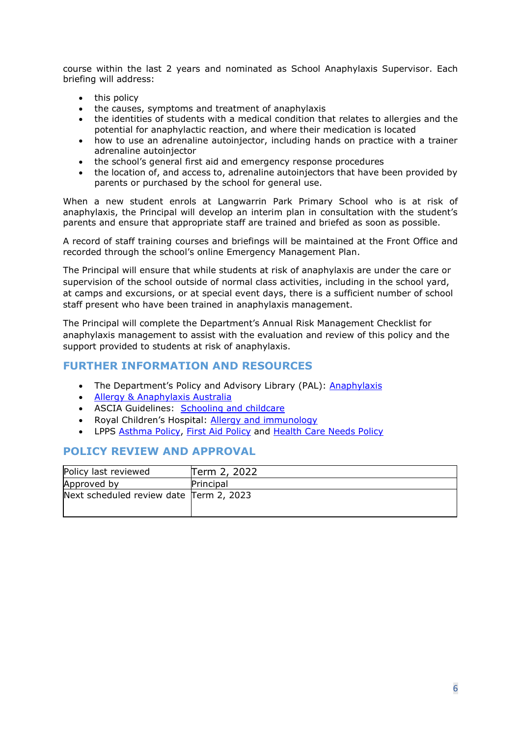course within the last 2 years and nominated as School Anaphylaxis Supervisor. Each briefing will address:

- this policy
- the causes, symptoms and treatment of anaphylaxis
- the identities of students with a medical condition that relates to allergies and the potential for anaphylactic reaction, and where their medication is located
- how to use an adrenaline autoinjector, including hands on practice with a trainer adrenaline autoinjector
- the school's general first aid and emergency response procedures
- the location of, and access to, adrenaline autoinjectors that have been provided by parents or purchased by the school for general use.

When a new student enrols at Langwarrin Park Primary School who is at risk of anaphylaxis, the Principal will develop an interim plan in consultation with the student's parents and ensure that appropriate staff are trained and briefed as soon as possible.

A record of staff training courses and briefings will be maintained at the Front Office and recorded through the school's online Emergency Management Plan.

The Principal will ensure that while students at risk of anaphylaxis are under the care or supervision of the school outside of normal class activities, including in the school yard, at camps and excursions, or at special event days, there is a sufficient number of school staff present who have been trained in anaphylaxis management.

The Principal will complete the Department's Annual Risk Management Checklist for anaphylaxis management to assist with the evaluation and review of this policy and the support provided to students at risk of anaphylaxis.

## FURTHER INFORMATION AND RESOURCES

- The Department's Policy and Advisory Library (PAL): Anaphylaxis
- Allergy & Anaphylaxis Australia
- ASCIA Guidelines: Schooling and childcare
- Royal Children's Hospital: Allergy and immunology
- LPPS Asthma Policy, First Aid Policy and Health Care Needs Policy

## POLICY REVIEW AND APPROVAL

| | |
|---|---|
| Policy last reviewed | Term 2, 2022 |
| Approved by | Principal |
| Next scheduled review date | Term 2, 2023 |